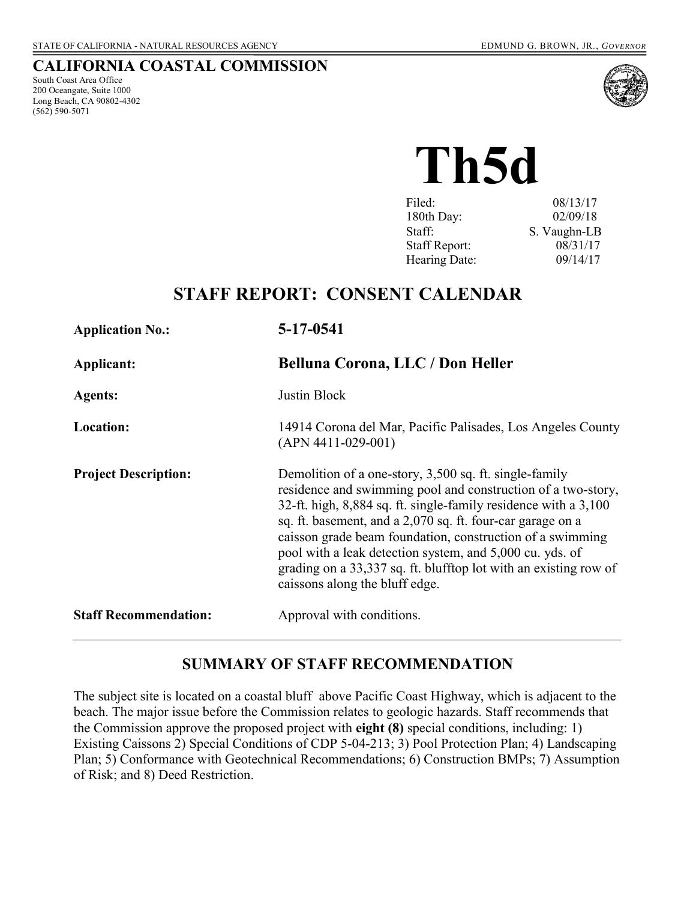STATE OF CALIFORNIA - NATURAL RESOURCES AGENCY

EDMUND G. BROWN, JR., *GOVERNOR*

## CALIFORNIA COASTAL COMMISSION

South Coast Area Office
200 Oceangate, Suite 1000
Long Beach, CA 90802-4302
(562) 590-5071

# Th5d

| | |
|---|---|
| Filed: | 08/13/17 |
| 180th Day: | 02/09/18 |
| Staff: | S. Vaughn-LB |
| Staff Report: | 08/31/17 |
| Hearing Date: | 09/14/17 |

## STAFF REPORT: CONSENT CALENDAR

| | |
|---|---|
| **Application No.:** | **5-17-0541** |
| **Applicant:** | **Belluna Corona, LLC / Don Heller** |
| **Agents:** | Justin Block |
| **Location:** | 14914 Corona del Mar, Pacific Palisades, Los Angeles County (APN 4411-029-001) |
| **Project Description:** | Demolition of a one-story, 3,500 sq. ft. single-family residence and swimming pool and construction of a two-story, 32-ft. high, 8,884 sq. ft. single-family residence with a 3,100 sq. ft. basement, and a 2,070 sq. ft. four-car garage on a caisson grade beam foundation, construction of a swimming pool with a leak detection system, and 5,000 cu. yds. of grading on a 33,337 sq. ft. blufftop lot with an existing row of caissons along the bluff edge. |
| **Staff Recommendation:** | Approval with conditions. |

## SUMMARY OF STAFF RECOMMENDATION

The subject site is located on a coastal bluff above Pacific Coast Highway, which is adjacent to the beach. The major issue before the Commission relates to geologic hazards. Staff recommends that the Commission approve the proposed project with **eight (8)** special conditions, including: 1) Existing Caissons 2) Special Conditions of CDP 5-04-213; 3) Pool Protection Plan; 4) Landscaping Plan; 5) Conformance with Geotechnical Recommendations; 6) Construction BMPs; 7) Assumption of Risk; and 8) Deed Restriction.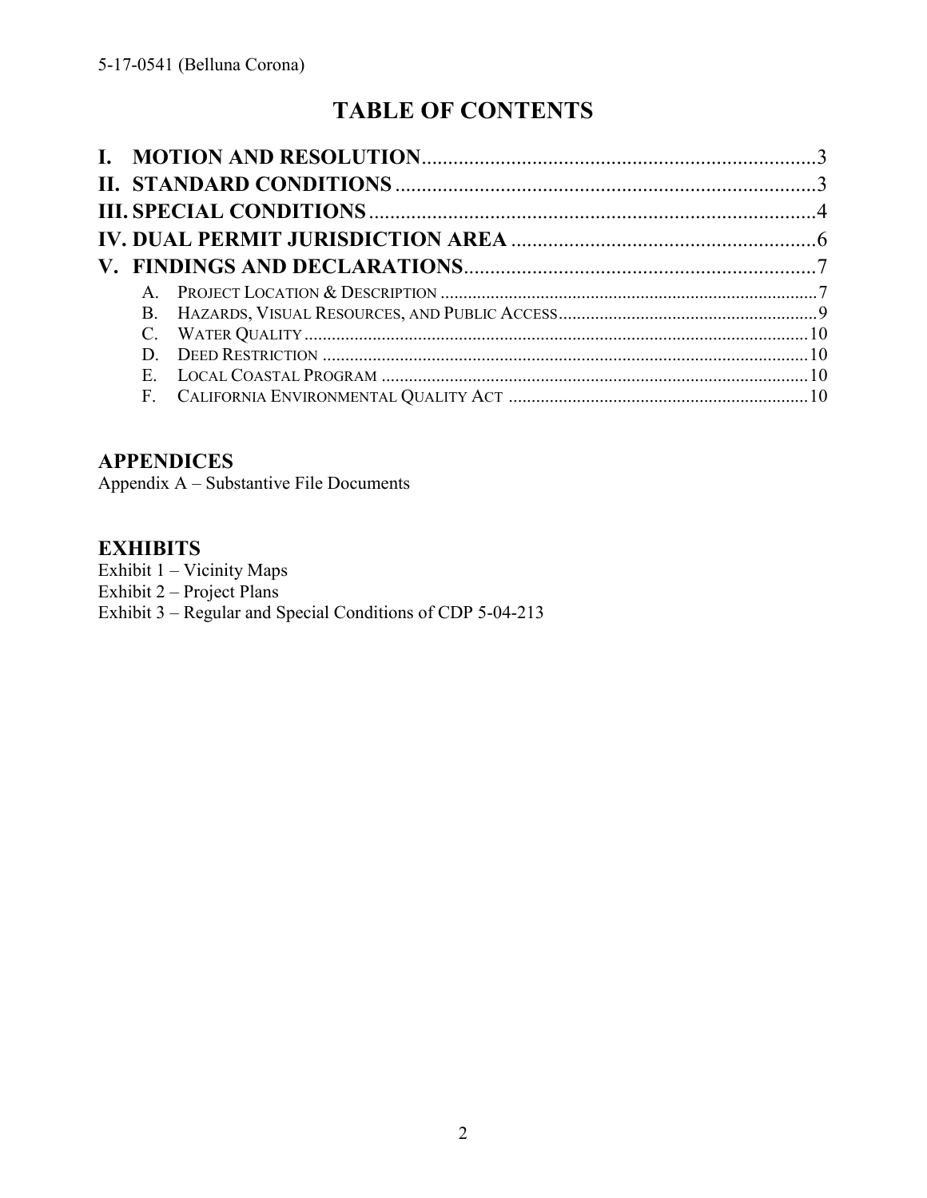# TABLE OF CONTENTS

**I. MOTION AND RESOLUTION** .......... 3
**II. STANDARD CONDITIONS** .......... 3
**III. SPECIAL CONDITIONS** .......... 4
**IV. DUAL PERMIT JURISDICTION AREA** .......... 6
**V. FINDINGS AND DECLARATIONS** .......... 7

- A. PROJECT LOCATION & DESCRIPTION .......... 7
- B. HAZARDS, VISUAL RESOURCES, AND PUBLIC ACCESS .......... 9
- C. WATER QUALITY .......... 10
- D. DEED RESTRICTION .......... 10
- E. LOCAL COASTAL PROGRAM .......... 10
- F. CALIFORNIA ENVIRONMENTAL QUALITY ACT .......... 10

## APPENDICES

Appendix A – Substantive File Documents

## EXHIBITS

Exhibit 1 – Vicinity Maps
Exhibit 2 – Project Plans
Exhibit 3 – Regular and Special Conditions of CDP 5-04-213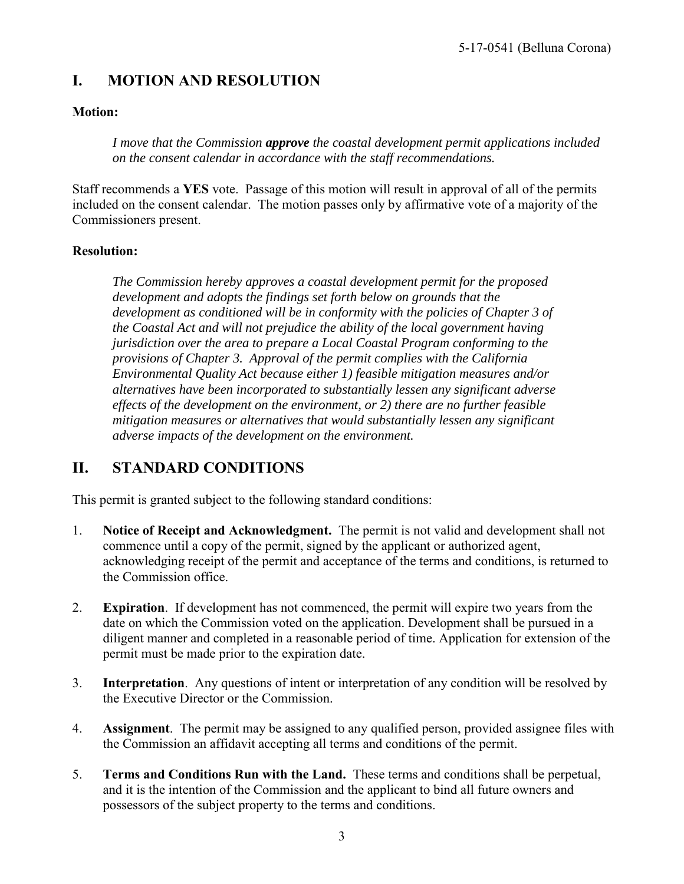## I. MOTION AND RESOLUTION

**Motion:**

> *I move that the Commission **approve** the coastal development permit applications included on the consent calendar in accordance with the staff recommendations.*

Staff recommends a **YES** vote. Passage of this motion will result in approval of all of the permits included on the consent calendar. The motion passes only by affirmative vote of a majority of the Commissioners present.

**Resolution:**

> *The Commission hereby approves a coastal development permit for the proposed development and adopts the findings set forth below on grounds that the development as conditioned will be in conformity with the policies of Chapter 3 of the Coastal Act and will not prejudice the ability of the local government having jurisdiction over the area to prepare a Local Coastal Program conforming to the provisions of Chapter 3. Approval of the permit complies with the California Environmental Quality Act because either 1) feasible mitigation measures and/or alternatives have been incorporated to substantially lessen any significant adverse effects of the development on the environment, or 2) there are no further feasible mitigation measures or alternatives that would substantially lessen any significant adverse impacts of the development on the environment.*

## II. STANDARD CONDITIONS

This permit is granted subject to the following standard conditions:

1. **Notice of Receipt and Acknowledgment.** The permit is not valid and development shall not commence until a copy of the permit, signed by the applicant or authorized agent, acknowledging receipt of the permit and acceptance of the terms and conditions, is returned to the Commission office.

2. **Expiration**. If development has not commenced, the permit will expire two years from the date on which the Commission voted on the application. Development shall be pursued in a diligent manner and completed in a reasonable period of time. Application for extension of the permit must be made prior to the expiration date.

3. **Interpretation**. Any questions of intent or interpretation of any condition will be resolved by the Executive Director or the Commission.

4. **Assignment**. The permit may be assigned to any qualified person, provided assignee files with the Commission an affidavit accepting all terms and conditions of the permit.

5. **Terms and Conditions Run with the Land.** These terms and conditions shall be perpetual, and it is the intention of the Commission and the applicant to bind all future owners and possessors of the subject property to the terms and conditions.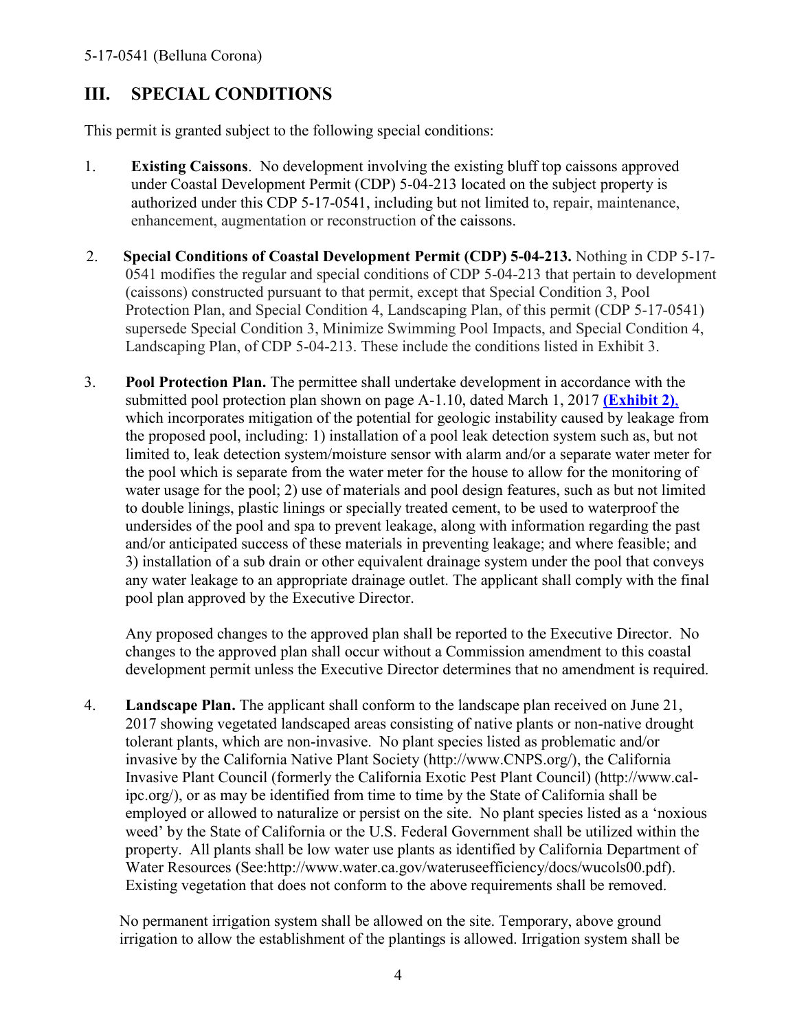## III. SPECIAL CONDITIONS

This permit is granted subject to the following special conditions:

1. **Existing Caissons**. No development involving the existing bluff top caissons approved under Coastal Development Permit (CDP) 5-04-213 located on the subject property is authorized under this CDP 5-17-0541, including but not limited to, repair, maintenance, enhancement, augmentation or reconstruction of the caissons.

2. **Special Conditions of Coastal Development Permit (CDP) 5-04-213.** Nothing in CDP 5-17-0541 modifies the regular and special conditions of CDP 5-04-213 that pertain to development (caissons) constructed pursuant to that permit, except that Special Condition 3, Pool Protection Plan, and Special Condition 4, Landscaping Plan, of this permit (CDP 5-17-0541) supersede Special Condition 3, Minimize Swimming Pool Impacts, and Special Condition 4, Landscaping Plan, of CDP 5-04-213. These include the conditions listed in Exhibit 3.

3. **Pool Protection Plan.** The permittee shall undertake development in accordance with the submitted pool protection plan shown on page A-1.10, dated March 1, 2017 **(Exhibit 2)**, which incorporates mitigation of the potential for geologic instability caused by leakage from the proposed pool, including: 1) installation of a pool leak detection system such as, but not limited to, leak detection system/moisture sensor with alarm and/or a separate water meter for the pool which is separate from the water meter for the house to allow for the monitoring of water usage for the pool; 2) use of materials and pool design features, such as but not limited to double linings, plastic linings or specially treated cement, to be used to waterproof the undersides of the pool and spa to prevent leakage, along with information regarding the past and/or anticipated success of these materials in preventing leakage; and where feasible; and 3) installation of a sub drain or other equivalent drainage system under the pool that conveys any water leakage to an appropriate drainage outlet. The applicant shall comply with the final pool plan approved by the Executive Director.

   Any proposed changes to the approved plan shall be reported to the Executive Director. No changes to the approved plan shall occur without a Commission amendment to this coastal development permit unless the Executive Director determines that no amendment is required.

4. **Landscape Plan.** The applicant shall conform to the landscape plan received on June 21, 2017 showing vegetated landscaped areas consisting of native plants or non-native drought tolerant plants, which are non-invasive. No plant species listed as problematic and/or invasive by the California Native Plant Society (http://www.CNPS.org/), the California Invasive Plant Council (formerly the California Exotic Pest Plant Council) (http://www.cal-ipc.org/), or as may be identified from time to time by the State of California shall be employed or allowed to naturalize or persist on the site. No plant species listed as a 'noxious weed' by the State of California or the U.S. Federal Government shall be utilized within the property. All plants shall be low water use plants as identified by California Department of Water Resources (See:http://www.water.ca.gov/wateruseefficiency/docs/wucols00.pdf). Existing vegetation that does not conform to the above requirements shall be removed.

   No permanent irrigation system shall be allowed on the site. Temporary, above ground irrigation to allow the establishment of the plantings is allowed. Irrigation system shall be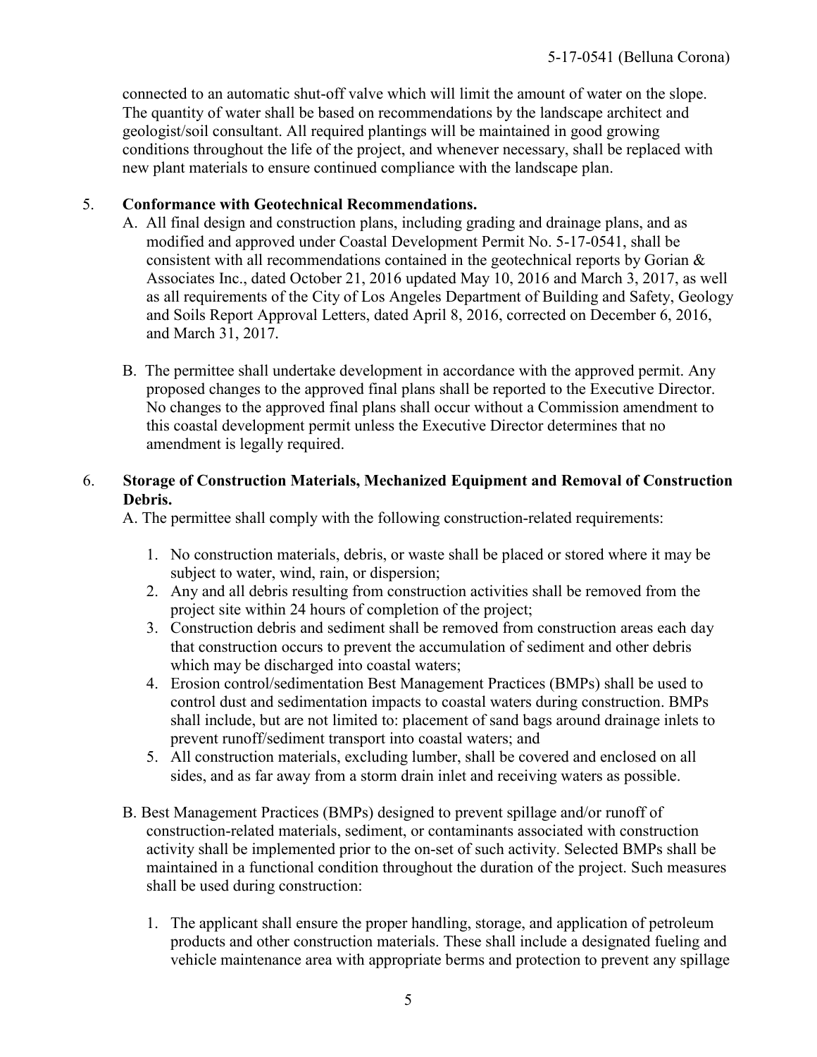connected to an automatic shut-off valve which will limit the amount of water on the slope. The quantity of water shall be based on recommendations by the landscape architect and geologist/soil consultant. All required plantings will be maintained in good growing conditions throughout the life of the project, and whenever necessary, shall be replaced with new plant materials to ensure continued compliance with the landscape plan.

5. **Conformance with Geotechnical Recommendations.**

   A. All final design and construction plans, including grading and drainage plans, and as modified and approved under Coastal Development Permit No. 5-17-0541, shall be consistent with all recommendations contained in the geotechnical reports by Gorian & Associates Inc., dated October 21, 2016 updated May 10, 2016 and March 3, 2017, as well as all requirements of the City of Los Angeles Department of Building and Safety, Geology and Soils Report Approval Letters, dated April 8, 2016, corrected on December 6, 2016, and March 31, 2017.

   B. The permittee shall undertake development in accordance with the approved permit. Any proposed changes to the approved final plans shall be reported to the Executive Director. No changes to the approved final plans shall occur without a Commission amendment to this coastal development permit unless the Executive Director determines that no amendment is legally required.

6. **Storage of Construction Materials, Mechanized Equipment and Removal of Construction Debris.**

   A. The permittee shall comply with the following construction-related requirements:

   1. No construction materials, debris, or waste shall be placed or stored where it may be subject to water, wind, rain, or dispersion;
   2. Any and all debris resulting from construction activities shall be removed from the project site within 24 hours of completion of the project;
   3. Construction debris and sediment shall be removed from construction areas each day that construction occurs to prevent the accumulation of sediment and other debris which may be discharged into coastal waters;
   4. Erosion control/sedimentation Best Management Practices (BMPs) shall be used to control dust and sedimentation impacts to coastal waters during construction. BMPs shall include, but are not limited to: placement of sand bags around drainage inlets to prevent runoff/sediment transport into coastal waters; and
   5. All construction materials, excluding lumber, shall be covered and enclosed on all sides, and as far away from a storm drain inlet and receiving waters as possible.

   B. Best Management Practices (BMPs) designed to prevent spillage and/or runoff of construction-related materials, sediment, or contaminants associated with construction activity shall be implemented prior to the on-set of such activity. Selected BMPs shall be maintained in a functional condition throughout the duration of the project. Such measures shall be used during construction:

   1. The applicant shall ensure the proper handling, storage, and application of petroleum products and other construction materials. These shall include a designated fueling and vehicle maintenance area with appropriate berms and protection to prevent any spillage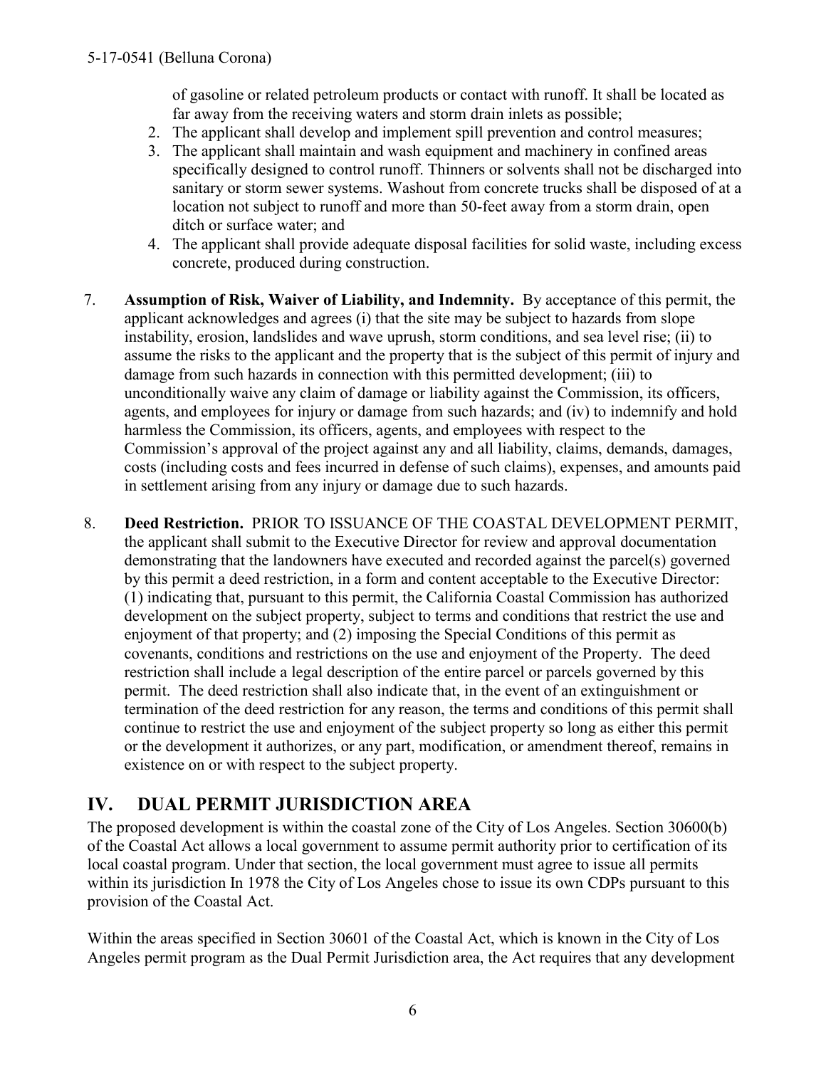of gasoline or related petroleum products or contact with runoff. It shall be located as far away from the receiving waters and storm drain inlets as possible;

2. The applicant shall develop and implement spill prevention and control measures;
3. The applicant shall maintain and wash equipment and machinery in confined areas specifically designed to control runoff. Thinners or solvents shall not be discharged into sanitary or storm sewer systems. Washout from concrete trucks shall be disposed of at a location not subject to runoff and more than 50-feet away from a storm drain, open ditch or surface water; and
4. The applicant shall provide adequate disposal facilities for solid waste, including excess concrete, produced during construction.

7. **Assumption of Risk, Waiver of Liability, and Indemnity.** By acceptance of this permit, the applicant acknowledges and agrees (i) that the site may be subject to hazards from slope instability, erosion, landslides and wave uprush, storm conditions, and sea level rise; (ii) to assume the risks to the applicant and the property that is the subject of this permit of injury and damage from such hazards in connection with this permitted development; (iii) to unconditionally waive any claim of damage or liability against the Commission, its officers, agents, and employees for injury or damage from such hazards; and (iv) to indemnify and hold harmless the Commission, its officers, agents, and employees with respect to the Commission's approval of the project against any and all liability, claims, demands, damages, costs (including costs and fees incurred in defense of such claims), expenses, and amounts paid in settlement arising from any injury or damage due to such hazards.

8. **Deed Restriction.** PRIOR TO ISSUANCE OF THE COASTAL DEVELOPMENT PERMIT, the applicant shall submit to the Executive Director for review and approval documentation demonstrating that the landowners have executed and recorded against the parcel(s) governed by this permit a deed restriction, in a form and content acceptable to the Executive Director: (1) indicating that, pursuant to this permit, the California Coastal Commission has authorized development on the subject property, subject to terms and conditions that restrict the use and enjoyment of that property; and (2) imposing the Special Conditions of this permit as covenants, conditions and restrictions on the use and enjoyment of the Property. The deed restriction shall include a legal description of the entire parcel or parcels governed by this permit. The deed restriction shall also indicate that, in the event of an extinguishment or termination of the deed restriction for any reason, the terms and conditions of this permit shall continue to restrict the use and enjoyment of the subject property so long as either this permit or the development it authorizes, or any part, modification, or amendment thereof, remains in existence on or with respect to the subject property.

## IV. DUAL PERMIT JURISDICTION AREA

The proposed development is within the coastal zone of the City of Los Angeles. Section 30600(b) of the Coastal Act allows a local government to assume permit authority prior to certification of its local coastal program. Under that section, the local government must agree to issue all permits within its jurisdiction In 1978 the City of Los Angeles chose to issue its own CDPs pursuant to this provision of the Coastal Act.

Within the areas specified in Section 30601 of the Coastal Act, which is known in the City of Los Angeles permit program as the Dual Permit Jurisdiction area, the Act requires that any development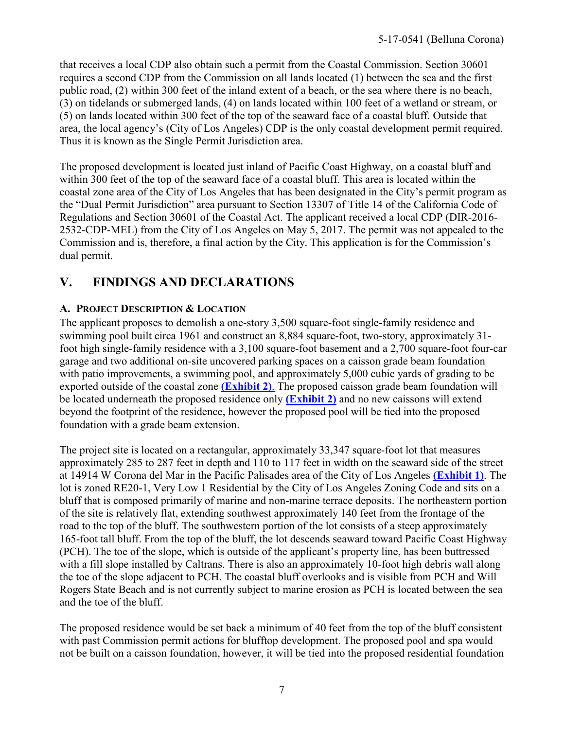that receives a local CDP also obtain such a permit from the Coastal Commission. Section 30601 requires a second CDP from the Commission on all lands located (1) between the sea and the first public road, (2) within 300 feet of the inland extent of a beach, or the sea where there is no beach, (3) on tidelands or submerged lands, (4) on lands located within 100 feet of a wetland or stream, or (5) on lands located within 300 feet of the top of the seaward face of a coastal bluff. Outside that area, the local agency's (City of Los Angeles) CDP is the only coastal development permit required. Thus it is known as the Single Permit Jurisdiction area.

The proposed development is located just inland of Pacific Coast Highway, on a coastal bluff and within 300 feet of the top of the seaward face of a coastal bluff. This area is located within the coastal zone area of the City of Los Angeles that has been designated in the City's permit program as the "Dual Permit Jurisdiction" area pursuant to Section 13307 of Title 14 of the California Code of Regulations and Section 30601 of the Coastal Act. The applicant received a local CDP (DIR-2016-2532-CDP-MEL) from the City of Los Angeles on May 5, 2017. The permit was not appealed to the Commission and is, therefore, a final action by the City. This application is for the Commission's dual permit.

# V. FINDINGS AND DECLARATIONS

### A. Project Description & Location

The applicant proposes to demolish a one-story 3,500 square-foot single-family residence and swimming pool built circa 1961 and construct an 8,884 square-foot, two-story, approximately 31-foot high single-family residence with a 3,100 square-foot basement and a 2,700 square-foot four-car garage and two additional on-site uncovered parking spaces on a caisson grade beam foundation with patio improvements, a swimming pool, and approximately 5,000 cubic yards of grading to be exported outside of the coastal zone **(Exhibit 2)**. The proposed caisson grade beam foundation will be located underneath the proposed residence only **(Exhibit 2)** and no new caissons will extend beyond the footprint of the residence, however the proposed pool will be tied into the proposed foundation with a grade beam extension.

The project site is located on a rectangular, approximately 33,347 square-foot lot that measures approximately 285 to 287 feet in depth and 110 to 117 feet in width on the seaward side of the street at 14914 W Corona del Mar in the Pacific Palisades area of the City of Los Angeles **(Exhibit 1)**. The lot is zoned RE20-1, Very Low 1 Residential by the City of Los Angeles Zoning Code and sits on a bluff that is composed primarily of marine and non-marine terrace deposits. The northeastern portion of the site is relatively flat, extending southwest approximately 140 feet from the frontage of the road to the top of the bluff. The southwestern portion of the lot consists of a steep approximately 165-foot tall bluff. From the top of the bluff, the lot descends seaward toward Pacific Coast Highway (PCH). The toe of the slope, which is outside of the applicant's property line, has been buttressed with a fill slope installed by Caltrans. There is also an approximately 10-foot high debris wall along the toe of the slope adjacent to PCH. The coastal bluff overlooks and is visible from PCH and Will Rogers State Beach and is not currently subject to marine erosion as PCH is located between the sea and the toe of the bluff.

The proposed residence would be set back a minimum of 40 feet from the top of the bluff consistent with past Commission permit actions for blufftop development. The proposed pool and spa would not be built on a caisson foundation, however, it will be tied into the proposed residential foundation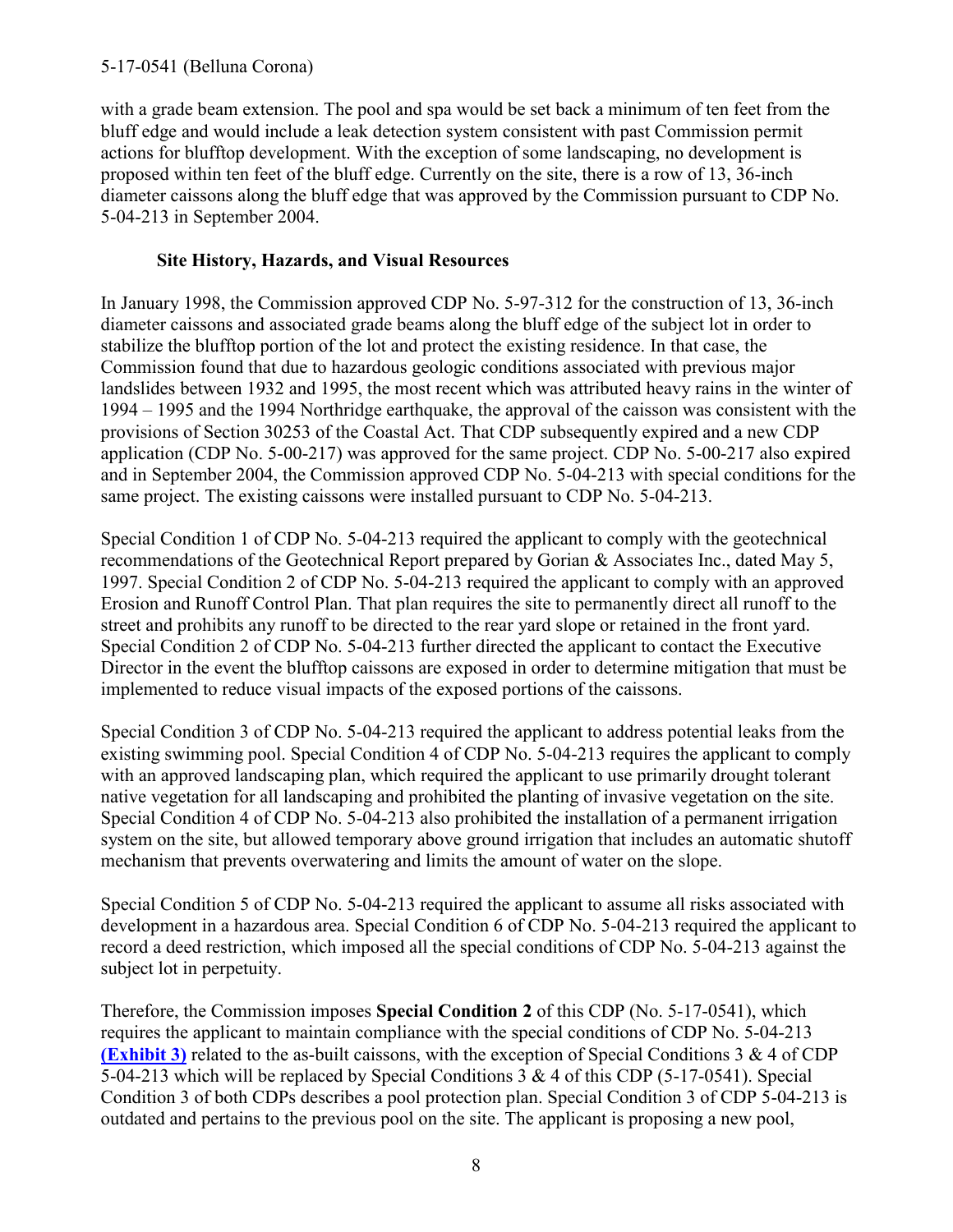with a grade beam extension. The pool and spa would be set back a minimum of ten feet from the bluff edge and would include a leak detection system consistent with past Commission permit actions for blufftop development. With the exception of some landscaping, no development is proposed within ten feet of the bluff edge. Currently on the site, there is a row of 13, 36-inch diameter caissons along the bluff edge that was approved by the Commission pursuant to CDP No. 5-04-213 in September 2004.

**Site History, Hazards, and Visual Resources**

In January 1998, the Commission approved CDP No. 5-97-312 for the construction of 13, 36-inch diameter caissons and associated grade beams along the bluff edge of the subject lot in order to stabilize the blufftop portion of the lot and protect the existing residence. In that case, the Commission found that due to hazardous geologic conditions associated with previous major landslides between 1932 and 1995, the most recent which was attributed heavy rains in the winter of 1994 – 1995 and the 1994 Northridge earthquake, the approval of the caisson was consistent with the provisions of Section 30253 of the Coastal Act. That CDP subsequently expired and a new CDP application (CDP No. 5-00-217) was approved for the same project. CDP No. 5-00-217 also expired and in September 2004, the Commission approved CDP No. 5-04-213 with special conditions for the same project. The existing caissons were installed pursuant to CDP No. 5-04-213.

Special Condition 1 of CDP No. 5-04-213 required the applicant to comply with the geotechnical recommendations of the Geotechnical Report prepared by Gorian & Associates Inc., dated May 5, 1997. Special Condition 2 of CDP No. 5-04-213 required the applicant to comply with an approved Erosion and Runoff Control Plan. That plan requires the site to permanently direct all runoff to the street and prohibits any runoff to be directed to the rear yard slope or retained in the front yard. Special Condition 2 of CDP No. 5-04-213 further directed the applicant to contact the Executive Director in the event the blufftop caissons are exposed in order to determine mitigation that must be implemented to reduce visual impacts of the exposed portions of the caissons.

Special Condition 3 of CDP No. 5-04-213 required the applicant to address potential leaks from the existing swimming pool. Special Condition 4 of CDP No. 5-04-213 requires the applicant to comply with an approved landscaping plan, which required the applicant to use primarily drought tolerant native vegetation for all landscaping and prohibited the planting of invasive vegetation on the site. Special Condition 4 of CDP No. 5-04-213 also prohibited the installation of a permanent irrigation system on the site, but allowed temporary above ground irrigation that includes an automatic shutoff mechanism that prevents overwatering and limits the amount of water on the slope.

Special Condition 5 of CDP No. 5-04-213 required the applicant to assume all risks associated with development in a hazardous area. Special Condition 6 of CDP No. 5-04-213 required the applicant to record a deed restriction, which imposed all the special conditions of CDP No. 5-04-213 against the subject lot in perpetuity.

Therefore, the Commission imposes **Special Condition 2** of this CDP (No. 5-17-0541), which requires the applicant to maintain compliance with the special conditions of CDP No. 5-04-213 **(Exhibit 3)** related to the as-built caissons, with the exception of Special Conditions 3 & 4 of CDP 5-04-213 which will be replaced by Special Conditions 3 & 4 of this CDP (5-17-0541). Special Condition 3 of both CDPs describes a pool protection plan. Special Condition 3 of CDP 5-04-213 is outdated and pertains to the previous pool on the site. The applicant is proposing a new pool,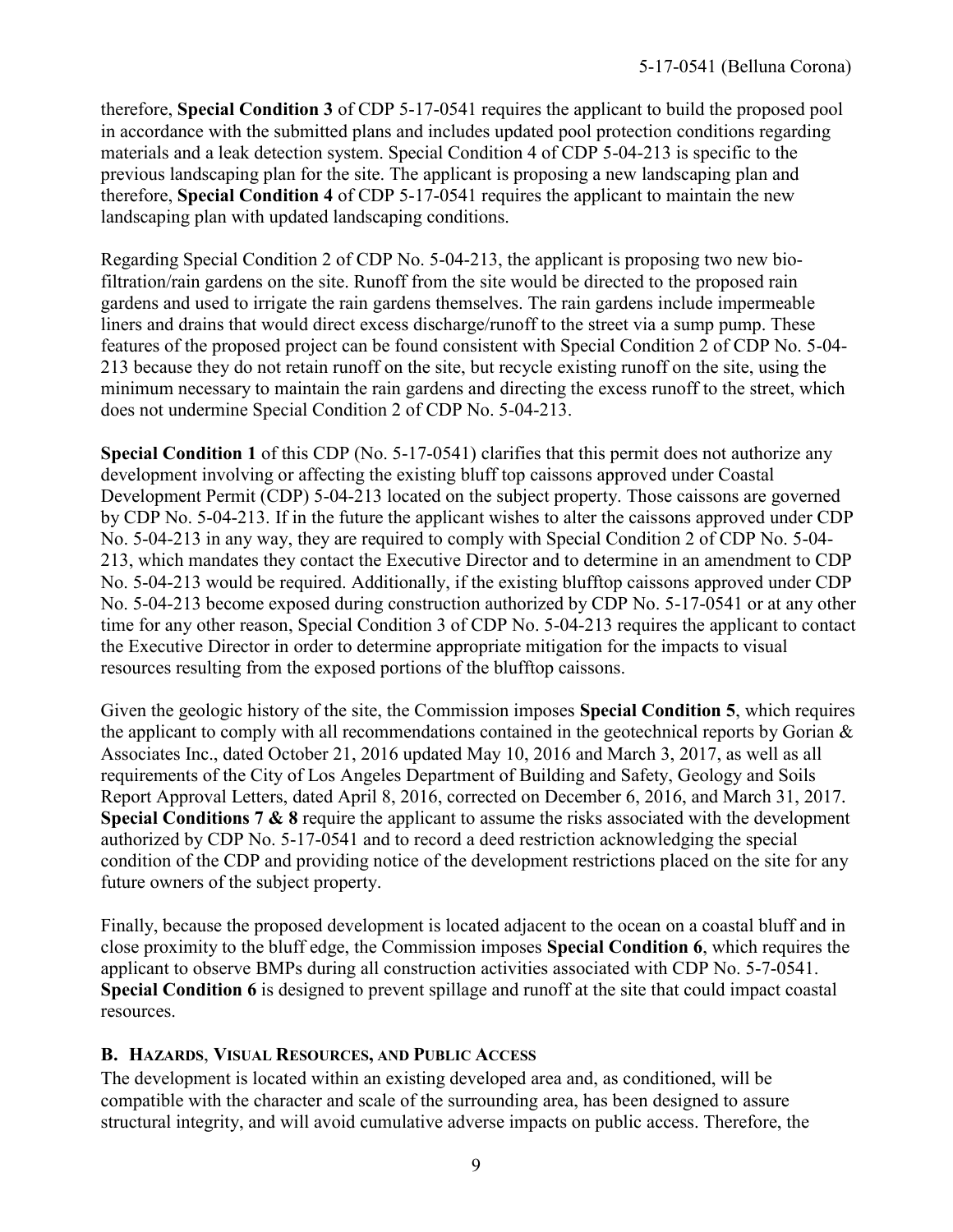therefore, **Special Condition 3** of CDP 5-17-0541 requires the applicant to build the proposed pool in accordance with the submitted plans and includes updated pool protection conditions regarding materials and a leak detection system. Special Condition 4 of CDP 5-04-213 is specific to the previous landscaping plan for the site. The applicant is proposing a new landscaping plan and therefore, **Special Condition 4** of CDP 5-17-0541 requires the applicant to maintain the new landscaping plan with updated landscaping conditions.

Regarding Special Condition 2 of CDP No. 5-04-213, the applicant is proposing two new bio-filtration/rain gardens on the site. Runoff from the site would be directed to the proposed rain gardens and used to irrigate the rain gardens themselves. The rain gardens include impermeable liners and drains that would direct excess discharge/runoff to the street via a sump pump. These features of the proposed project can be found consistent with Special Condition 2 of CDP No. 5-04-213 because they do not retain runoff on the site, but recycle existing runoff on the site, using the minimum necessary to maintain the rain gardens and directing the excess runoff to the street, which does not undermine Special Condition 2 of CDP No. 5-04-213.

**Special Condition 1** of this CDP (No. 5-17-0541) clarifies that this permit does not authorize any development involving or affecting the existing bluff top caissons approved under Coastal Development Permit (CDP) 5-04-213 located on the subject property. Those caissons are governed by CDP No. 5-04-213. If in the future the applicant wishes to alter the caissons approved under CDP No. 5-04-213 in any way, they are required to comply with Special Condition 2 of CDP No. 5-04-213, which mandates they contact the Executive Director and to determine in an amendment to CDP No. 5-04-213 would be required. Additionally, if the existing blufftop caissons approved under CDP No. 5-04-213 become exposed during construction authorized by CDP No. 5-17-0541 or at any other time for any other reason, Special Condition 3 of CDP No. 5-04-213 requires the applicant to contact the Executive Director in order to determine appropriate mitigation for the impacts to visual resources resulting from the exposed portions of the blufftop caissons.

Given the geologic history of the site, the Commission imposes **Special Condition 5**, which requires the applicant to comply with all recommendations contained in the geotechnical reports by Gorian & Associates Inc., dated October 21, 2016 updated May 10, 2016 and March 3, 2017, as well as all requirements of the City of Los Angeles Department of Building and Safety, Geology and Soils Report Approval Letters, dated April 8, 2016, corrected on December 6, 2016, and March 31, 2017. **Special Conditions 7 & 8** require the applicant to assume the risks associated with the development authorized by CDP No. 5-17-0541 and to record a deed restriction acknowledging the special condition of the CDP and providing notice of the development restrictions placed on the site for any future owners of the subject property.

Finally, because the proposed development is located adjacent to the ocean on a coastal bluff and in close proximity to the bluff edge, the Commission imposes **Special Condition 6**, which requires the applicant to observe BMPs during all construction activities associated with CDP No. 5-7-0541. **Special Condition 6** is designed to prevent spillage and runoff at the site that could impact coastal resources.

### B. Hazards, Visual Resources, and Public Access

The development is located within an existing developed area and, as conditioned, will be compatible with the character and scale of the surrounding area, has been designed to assure structural integrity, and will avoid cumulative adverse impacts on public access. Therefore, the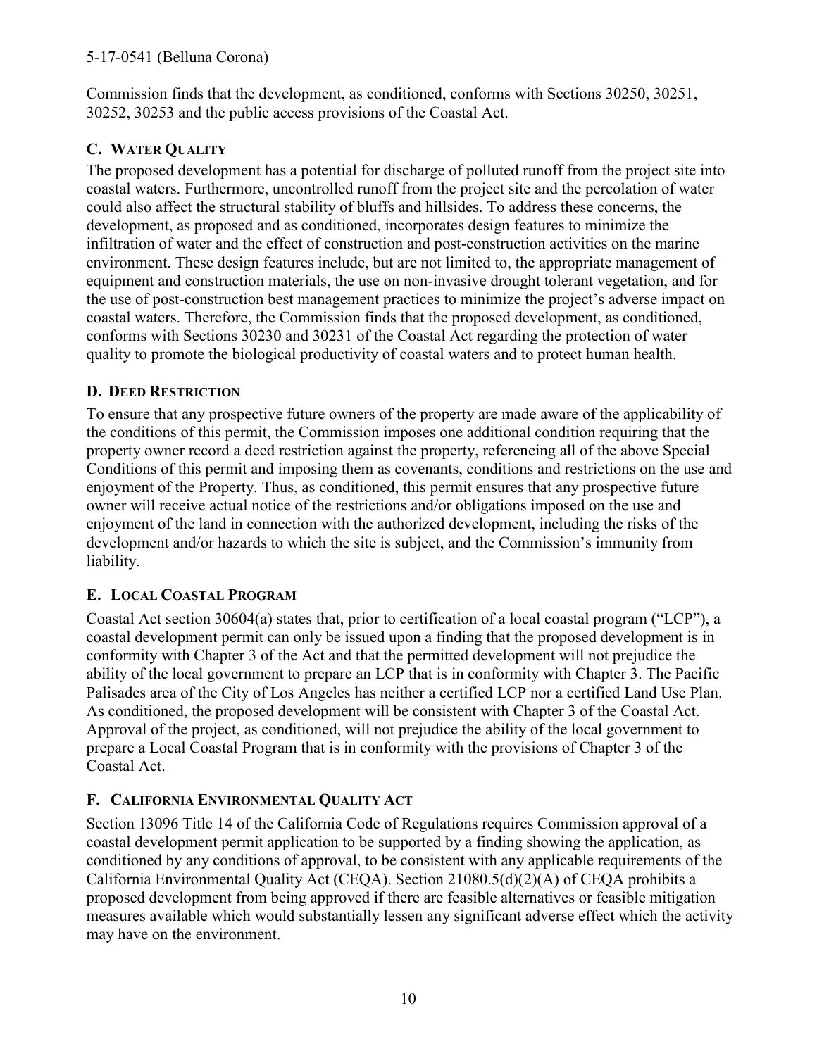Commission finds that the development, as conditioned, conforms with Sections 30250, 30251, 30252, 30253 and the public access provisions of the Coastal Act.

## C. WATER QUALITY

The proposed development has a potential for discharge of polluted runoff from the project site into coastal waters. Furthermore, uncontrolled runoff from the project site and the percolation of water could also affect the structural stability of bluffs and hillsides. To address these concerns, the development, as proposed and as conditioned, incorporates design features to minimize the infiltration of water and the effect of construction and post-construction activities on the marine environment. These design features include, but are not limited to, the appropriate management of equipment and construction materials, the use on non-invasive drought tolerant vegetation, and for the use of post-construction best management practices to minimize the project's adverse impact on coastal waters. Therefore, the Commission finds that the proposed development, as conditioned, conforms with Sections 30230 and 30231 of the Coastal Act regarding the protection of water quality to promote the biological productivity of coastal waters and to protect human health.

## D. DEED RESTRICTION

To ensure that any prospective future owners of the property are made aware of the applicability of the conditions of this permit, the Commission imposes one additional condition requiring that the property owner record a deed restriction against the property, referencing all of the above Special Conditions of this permit and imposing them as covenants, conditions and restrictions on the use and enjoyment of the Property. Thus, as conditioned, this permit ensures that any prospective future owner will receive actual notice of the restrictions and/or obligations imposed on the use and enjoyment of the land in connection with the authorized development, including the risks of the development and/or hazards to which the site is subject, and the Commission's immunity from liability.

## E. LOCAL COASTAL PROGRAM

Coastal Act section 30604(a) states that, prior to certification of a local coastal program ("LCP"), a coastal development permit can only be issued upon a finding that the proposed development is in conformity with Chapter 3 of the Act and that the permitted development will not prejudice the ability of the local government to prepare an LCP that is in conformity with Chapter 3. The Pacific Palisades area of the City of Los Angeles has neither a certified LCP nor a certified Land Use Plan. As conditioned, the proposed development will be consistent with Chapter 3 of the Coastal Act. Approval of the project, as conditioned, will not prejudice the ability of the local government to prepare a Local Coastal Program that is in conformity with the provisions of Chapter 3 of the Coastal Act.

## F. CALIFORNIA ENVIRONMENTAL QUALITY ACT

Section 13096 Title 14 of the California Code of Regulations requires Commission approval of a coastal development permit application to be supported by a finding showing the application, as conditioned by any conditions of approval, to be consistent with any applicable requirements of the California Environmental Quality Act (CEQA). Section 21080.5(d)(2)(A) of CEQA prohibits a proposed development from being approved if there are feasible alternatives or feasible mitigation measures available which would substantially lessen any significant adverse effect which the activity may have on the environment.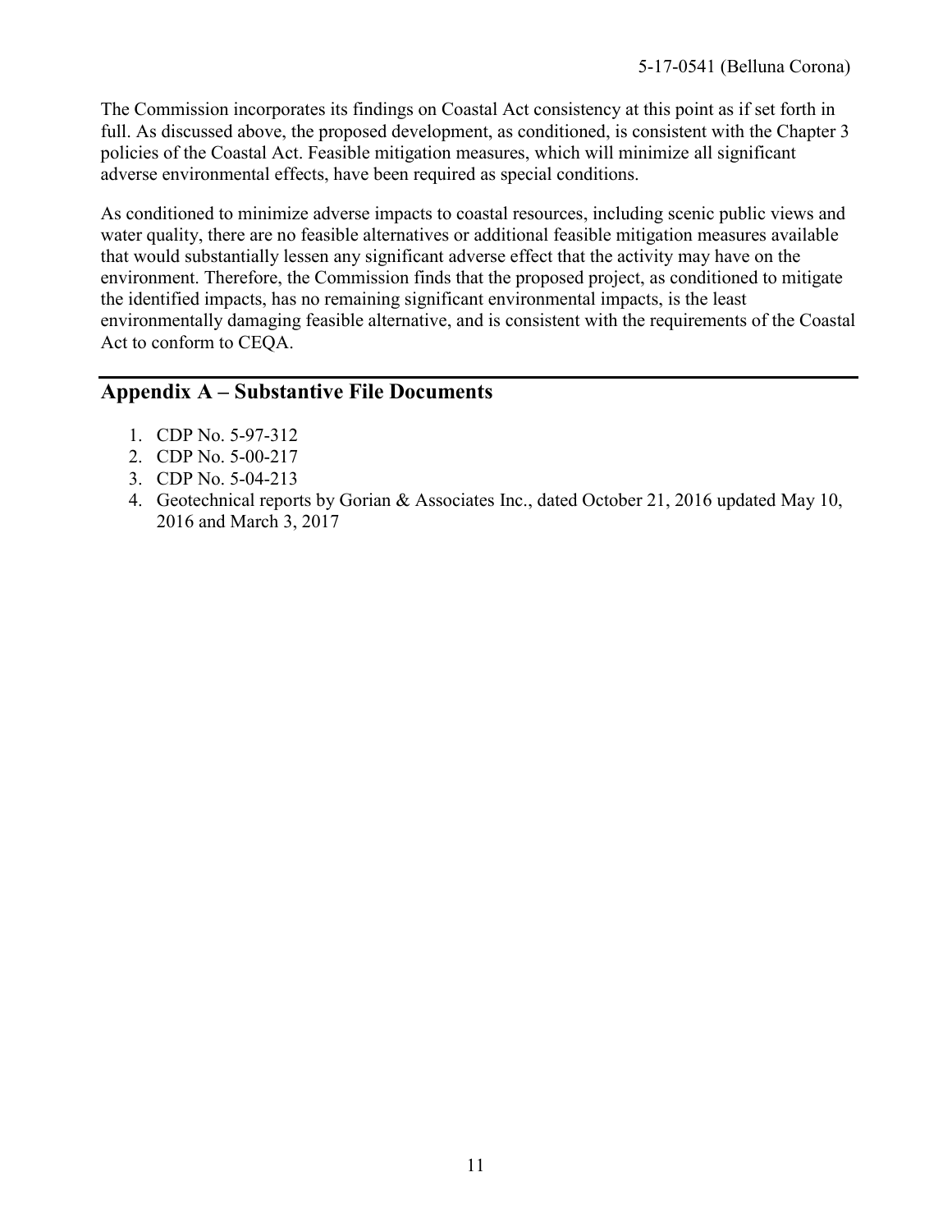The Commission incorporates its findings on Coastal Act consistency at this point as if set forth in full. As discussed above, the proposed development, as conditioned, is consistent with the Chapter 3 policies of the Coastal Act. Feasible mitigation measures, which will minimize all significant adverse environmental effects, have been required as special conditions.

As conditioned to minimize adverse impacts to coastal resources, including scenic public views and water quality, there are no feasible alternatives or additional feasible mitigation measures available that would substantially lessen any significant adverse effect that the activity may have on the environment. Therefore, the Commission finds that the proposed project, as conditioned to mitigate the identified impacts, has no remaining significant environmental impacts, is the least environmentally damaging feasible alternative, and is consistent with the requirements of the Coastal Act to conform to CEQA.

## Appendix A – Substantive File Documents

1. CDP No. 5-97-312
2. CDP No. 5-00-217
3. CDP No. 5-04-213
4. Geotechnical reports by Gorian & Associates Inc., dated October 21, 2016 updated May 10, 2016 and March 3, 2017